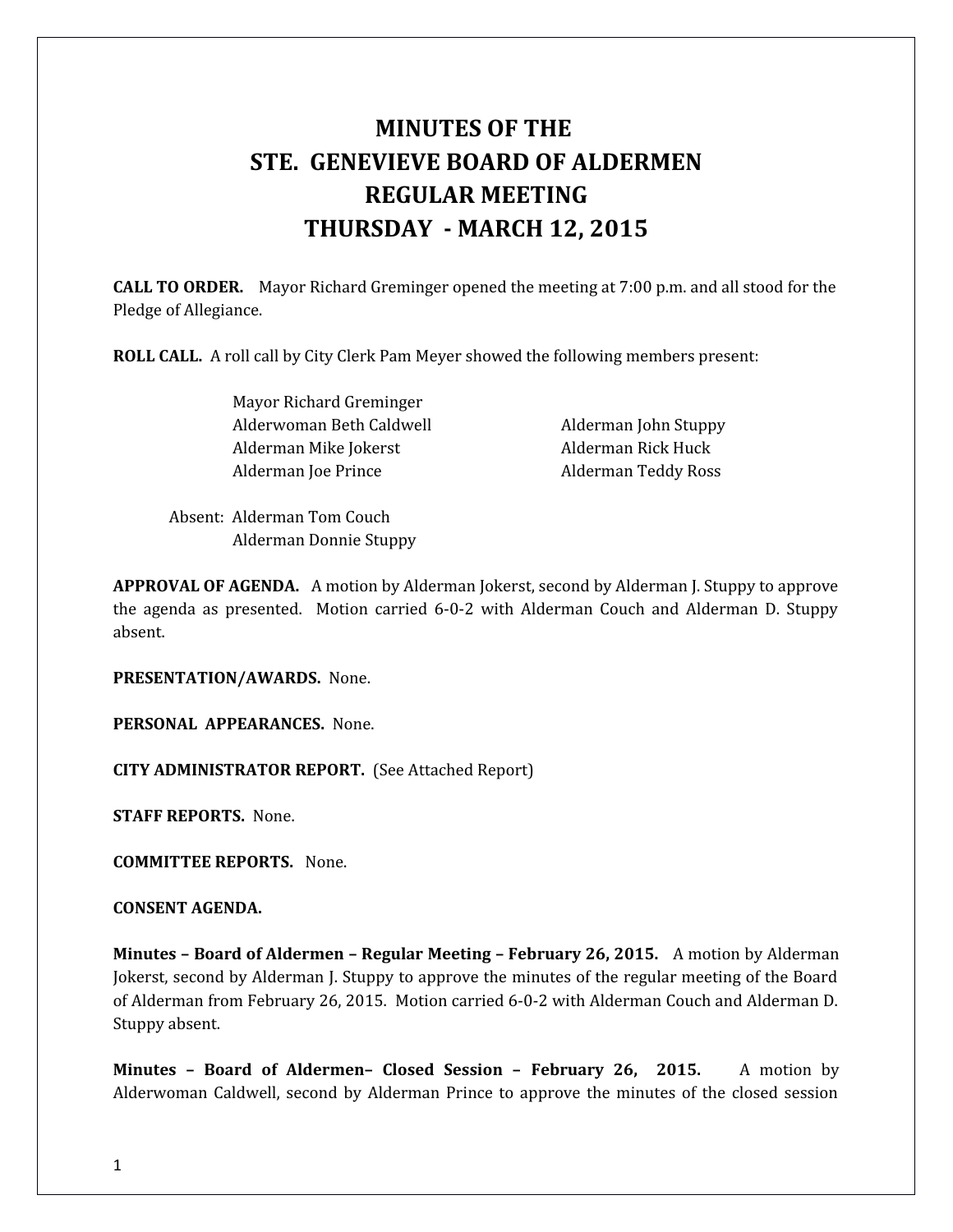# MINUTES OF THE
# STE. GENEVIEVE BOARD OF ALDERMEN
# REGULAR MEETING
# THURSDAY - MARCH 12, 2015

**CALL TO ORDER.** Mayor Richard Greminger opened the meeting at 7:00 p.m. and all stood for the Pledge of Allegiance.

**ROLL CALL.** A roll call by City Clerk Pam Meyer showed the following members present:

Mayor Richard Greminger
Alderwoman Beth Caldwell
Alderman Mike Jokerst
Alderman Joe Prince
Alderman John Stuppy
Alderman Rick Huck
Alderman Teddy Ross

Absent: Alderman Tom Couch
Alderman Donnie Stuppy

**APPROVAL OF AGENDA.** A motion by Alderman Jokerst, second by Alderman J. Stuppy to approve the agenda as presented. Motion carried 6-0-2 with Alderman Couch and Alderman D. Stuppy absent.

**PRESENTATION/AWARDS.** None.

**PERSONAL APPEARANCES.** None.

**CITY ADMINISTRATOR REPORT.** (See Attached Report)

**STAFF REPORTS.** None.

**COMMITTEE REPORTS.** None.

**CONSENT AGENDA.**

**Minutes – Board of Aldermen – Regular Meeting – February 26, 2015.** A motion by Alderman Jokerst, second by Alderman J. Stuppy to approve the minutes of the regular meeting of the Board of Alderman from February 26, 2015. Motion carried 6-0-2 with Alderman Couch and Alderman D. Stuppy absent.

**Minutes – Board of Aldermen– Closed Session – February 26, 2015.** A motion by Alderwoman Caldwell, second by Alderman Prince to approve the minutes of the closed session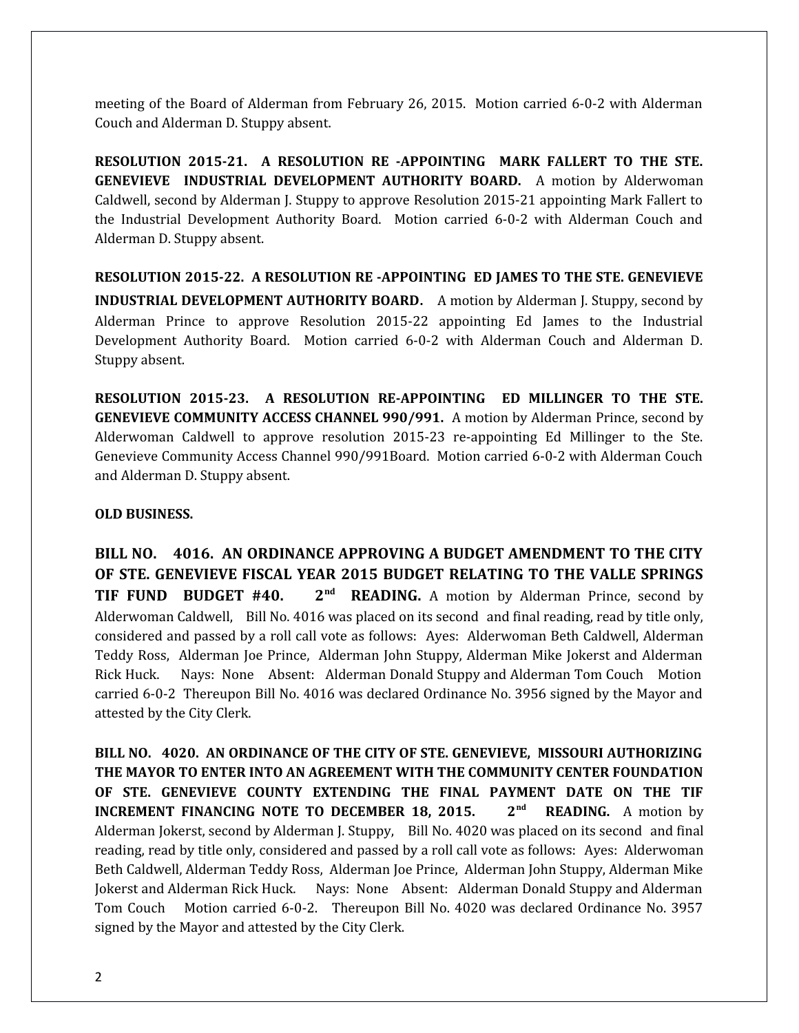meeting of the Board of Alderman from February 26, 2015. Motion carried 6-0-2 with Alderman Couch and Alderman D. Stuppy absent.

**RESOLUTION 2015-21. A RESOLUTION RE -APPOINTING MARK FALLERT TO THE STE. GENEVIEVE INDUSTRIAL DEVELOPMENT AUTHORITY BOARD.** A motion by Alderwoman Caldwell, second by Alderman J. Stuppy to approve Resolution 2015-21 appointing Mark Fallert to the Industrial Development Authority Board. Motion carried 6-0-2 with Alderman Couch and Alderman D. Stuppy absent.

**RESOLUTION 2015-22. A RESOLUTION RE -APPOINTING ED JAMES TO THE STE. GENEVIEVE INDUSTRIAL DEVELOPMENT AUTHORITY BOARD.** A motion by Alderman J. Stuppy, second by Alderman Prince to approve Resolution 2015-22 appointing Ed James to the Industrial Development Authority Board. Motion carried 6-0-2 with Alderman Couch and Alderman D. Stuppy absent.

**RESOLUTION 2015-23. A RESOLUTION RE-APPOINTING ED MILLINGER TO THE STE. GENEVIEVE COMMUNITY ACCESS CHANNEL 990/991.** A motion by Alderman Prince, second by Alderwoman Caldwell to approve resolution 2015-23 re-appointing Ed Millinger to the Ste. Genevieve Community Access Channel 990/991Board. Motion carried 6-0-2 with Alderman Couch and Alderman D. Stuppy absent.

**OLD BUSINESS.**

**BILL NO. 4016. AN ORDINANCE APPROVING A BUDGET AMENDMENT TO THE CITY OF STE. GENEVIEVE FISCAL YEAR 2015 BUDGET RELATING TO THE VALLE SPRINGS TIF FUND BUDGET #40. 2nd READING.** A motion by Alderman Prince, second by Alderwoman Caldwell, Bill No. 4016 was placed on its second and final reading, read by title only, considered and passed by a roll call vote as follows: Ayes: Alderwoman Beth Caldwell, Alderman Teddy Ross, Alderman Joe Prince, Alderman John Stuppy, Alderman Mike Jokerst and Alderman Rick Huck. Nays: None Absent: Alderman Donald Stuppy and Alderman Tom Couch Motion carried 6-0-2 Thereupon Bill No. 4016 was declared Ordinance No. 3956 signed by the Mayor and attested by the City Clerk.

**BILL NO. 4020. AN ORDINANCE OF THE CITY OF STE. GENEVIEVE, MISSOURI AUTHORIZING THE MAYOR TO ENTER INTO AN AGREEMENT WITH THE COMMUNITY CENTER FOUNDATION OF STE. GENEVIEVE COUNTY EXTENDING THE FINAL PAYMENT DATE ON THE TIF INCREMENT FINANCING NOTE TO DECEMBER 18, 2015. 2nd READING.** A motion by Alderman Jokerst, second by Alderman J. Stuppy, Bill No. 4020 was placed on its second and final reading, read by title only, considered and passed by a roll call vote as follows: Ayes: Alderwoman Beth Caldwell, Alderman Teddy Ross, Alderman Joe Prince, Alderman John Stuppy, Alderman Mike Jokerst and Alderman Rick Huck. Nays: None Absent: Alderman Donald Stuppy and Alderman Tom Couch Motion carried 6-0-2. Thereupon Bill No. 4020 was declared Ordinance No. 3957 signed by the Mayor and attested by the City Clerk.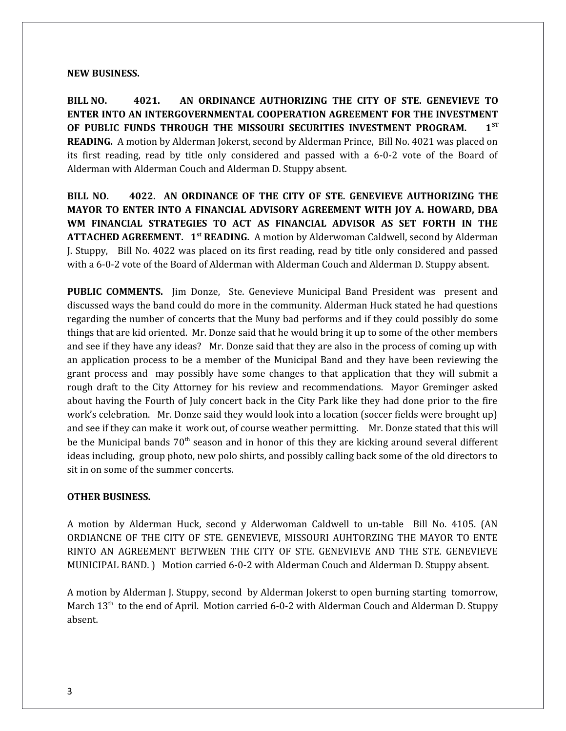**NEW BUSINESS.**

**BILL NO. 4021. AN ORDINANCE AUTHORIZING THE CITY OF STE. GENEVIEVE TO ENTER INTO AN INTERGOVERNMENTAL COOPERATION AGREEMENT FOR THE INVESTMENT OF PUBLIC FUNDS THROUGH THE MISSOURI SECURITIES INVESTMENT PROGRAM. 1ST READING.** A motion by Alderman Jokerst, second by Alderman Prince, Bill No. 4021 was placed on its first reading, read by title only considered and passed with a 6-0-2 vote of the Board of Alderman with Alderman Couch and Alderman D. Stuppy absent.

**BILL NO. 4022. AN ORDINANCE OF THE CITY OF STE. GENEVIEVE AUTHORIZING THE MAYOR TO ENTER INTO A FINANCIAL ADVISORY AGREEMENT WITH JOY A. HOWARD, DBA WM FINANCIAL STRATEGIES TO ACT AS FINANCIAL ADVISOR AS SET FORTH IN THE ATTACHED AGREEMENT. 1st READING.** A motion by Alderwoman Caldwell, second by Alderman J. Stuppy, Bill No. 4022 was placed on its first reading, read by title only considered and passed with a 6-0-2 vote of the Board of Alderman with Alderman Couch and Alderman D. Stuppy absent.

**PUBLIC COMMENTS.** Jim Donze, Ste. Genevieve Municipal Band President was present and discussed ways the band could do more in the community. Alderman Huck stated he had questions regarding the number of concerts that the Muny bad performs and if they could possibly do some things that are kid oriented. Mr. Donze said that he would bring it up to some of the other members and see if they have any ideas? Mr. Donze said that they are also in the process of coming up with an application process to be a member of the Municipal Band and they have been reviewing the grant process and may possibly have some changes to that application that they will submit a rough draft to the City Attorney for his review and recommendations. Mayor Greminger asked about having the Fourth of July concert back in the City Park like they had done prior to the fire work's celebration. Mr. Donze said they would look into a location (soccer fields were brought up) and see if they can make it work out, of course weather permitting. Mr. Donze stated that this will be the Municipal bands 70th season and in honor of this they are kicking around several different ideas including, group photo, new polo shirts, and possibly calling back some of the old directors to sit in on some of the summer concerts.

**OTHER BUSINESS.**

A motion by Alderman Huck, second y Alderwoman Caldwell to un-table Bill No. 4105. (AN ORDIANCNE OF THE CITY OF STE. GENEVIEVE, MISSOURI AUHTORZING THE MAYOR TO ENTE RINTO AN AGREEMENT BETWEEN THE CITY OF STE. GENEVIEVE AND THE STE. GENEVIEVE MUNICIPAL BAND. ) Motion carried 6-0-2 with Alderman Couch and Alderman D. Stuppy absent.

A motion by Alderman J. Stuppy, second by Alderman Jokerst to open burning starting tomorrow, March 13th to the end of April. Motion carried 6-0-2 with Alderman Couch and Alderman D. Stuppy absent.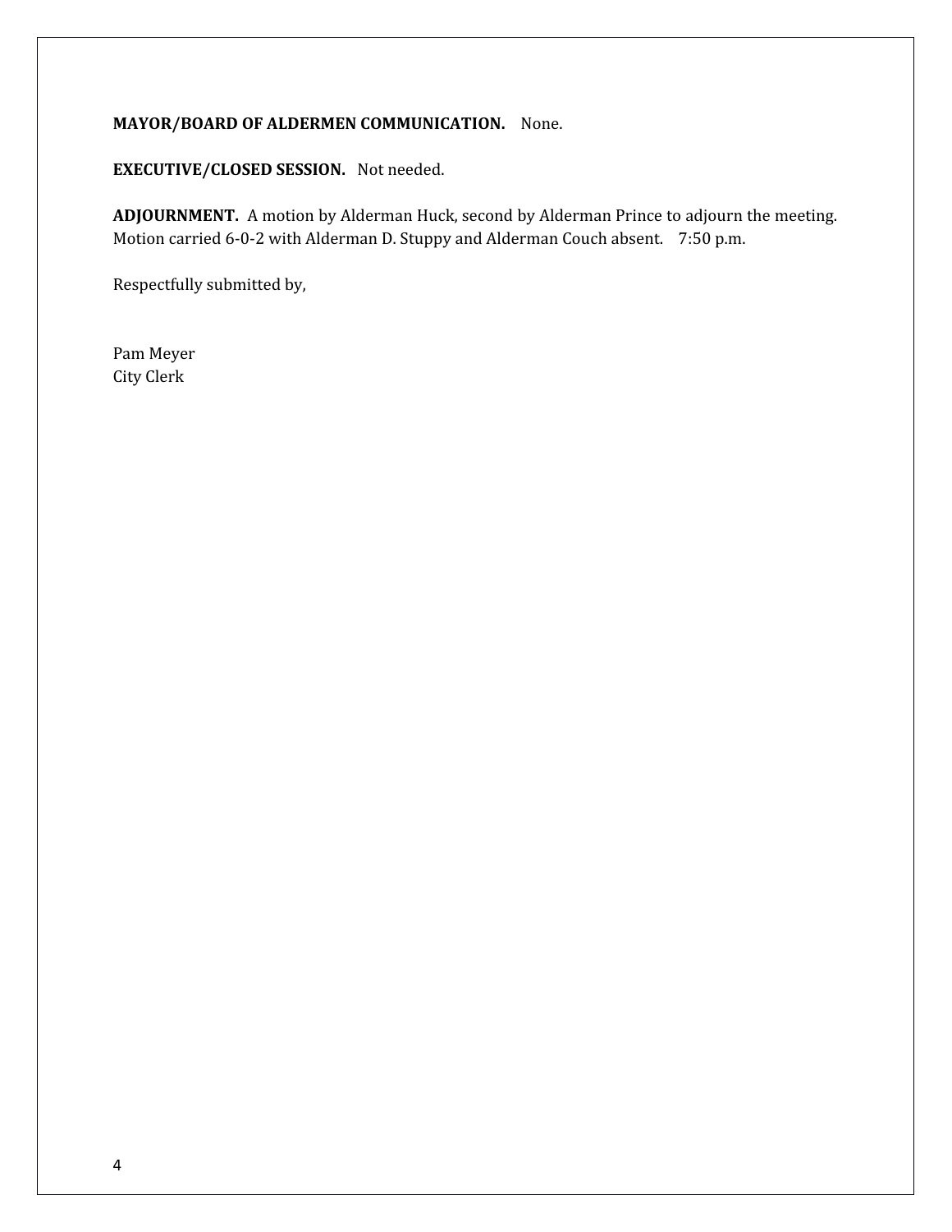**MAYOR/BOARD OF ALDERMEN COMMUNICATION.** None.

**EXECUTIVE/CLOSED SESSION.** Not needed.

**ADJOURNMENT.** A motion by Alderman Huck, second by Alderman Prince to adjourn the meeting. Motion carried 6-0-2 with Alderman D. Stuppy and Alderman Couch absent. 7:50 p.m.

Respectfully submitted by,

Pam Meyer
City Clerk